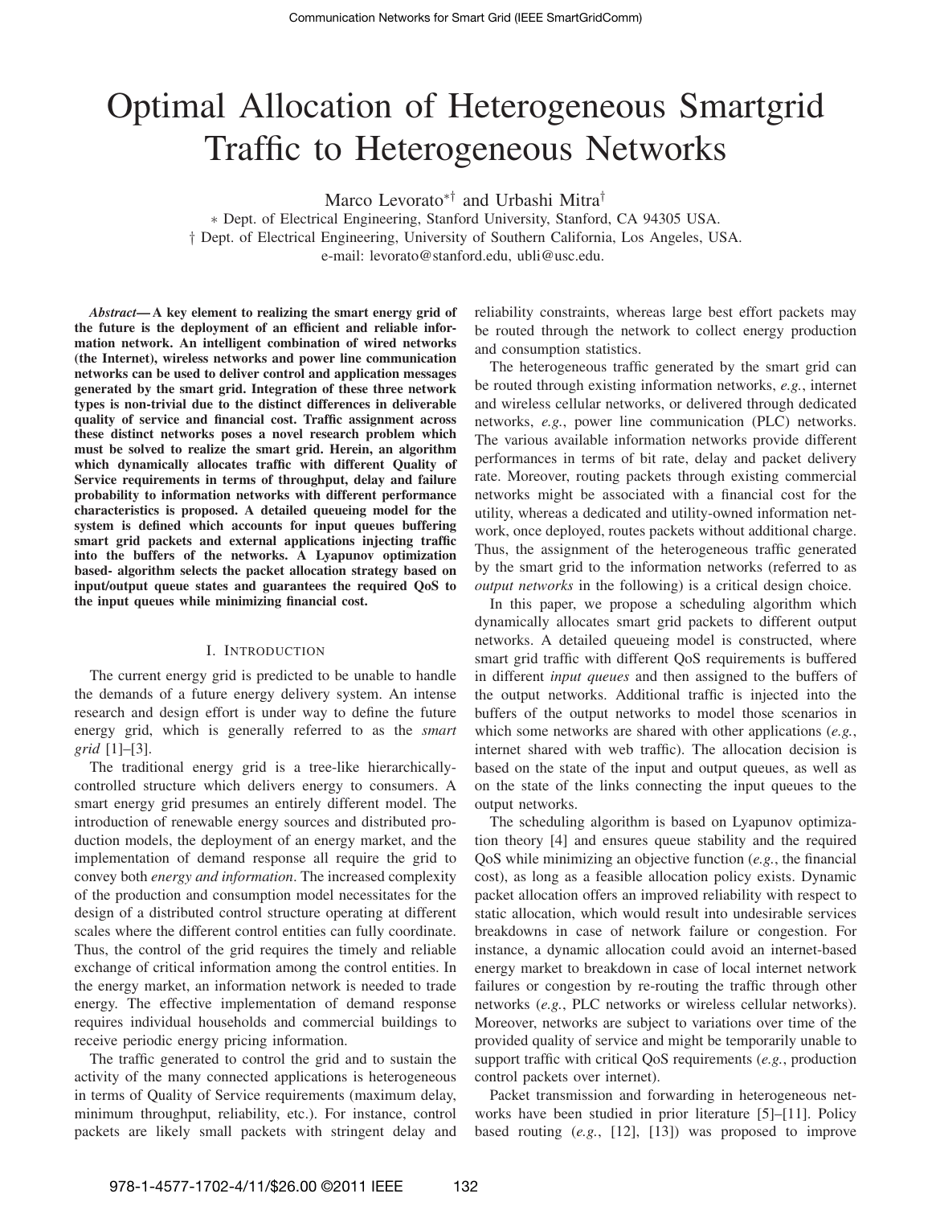# Optimal Allocation of Heterogeneous Smartgrid Traffic to Heterogeneous Networks

Marco Levorato*† and Urbashi Mitra†

* Dept. of Electrical Engineering, Stanford University, Stanford, CA 94305 USA.
† Dept. of Electrical Engineering, University of Southern California, Los Angeles, USA.
e-mail: levorato@stanford.edu, ubli@usc.edu.

***Abstract*— A key element to realizing the smart energy grid of the future is the deployment of an efficient and reliable information network. An intelligent combination of wired networks (the Internet), wireless networks and power line communication networks can be used to deliver control and application messages generated by the smart grid. Integration of these three network types is non-trivial due to the distinct differences in deliverable quality of service and financial cost. Traffic assignment across these distinct networks poses a novel research problem which must be solved to realize the smart grid. Herein, an algorithm which dynamically allocates traffic with different Quality of Service requirements in terms of throughput, delay and failure probability to information networks with different performance characteristics is proposed. A detailed queueing model for the system is defined which accounts for input queues buffering smart grid packets and external applications injecting traffic into the buffers of the networks. A Lyapunov optimization based- algorithm selects the packet allocation strategy based on input/output queue states and guarantees the required QoS to the input queues while minimizing financial cost.**

## I. Introduction

The current energy grid is predicted to be unable to handle the demands of a future energy delivery system. An intense research and design effort is under way to define the future energy grid, which is generally referred to as the *smart grid* [1]–[3].

The traditional energy grid is a tree-like hierarchically-controlled structure which delivers energy to consumers. A smart energy grid presumes an entirely different model. The introduction of renewable energy sources and distributed production models, the deployment of an energy market, and the implementation of demand response all require the grid to convey both *energy and information*. The increased complexity of the production and consumption model necessitates for the design of a distributed control structure operating at different scales where the different control entities can fully coordinate. Thus, the control of the grid requires the timely and reliable exchange of critical information among the control entities. In the energy market, an information network is needed to trade energy. The effective implementation of demand response requires individual households and commercial buildings to receive periodic energy pricing information.

The traffic generated to control the grid and to sustain the activity of the many connected applications is heterogeneous in terms of Quality of Service requirements (maximum delay, minimum throughput, reliability, etc.). For instance, control packets are likely small packets with stringent delay and reliability constraints, whereas large best effort packets may be routed through the network to collect energy production and consumption statistics.

The heterogeneous traffic generated by the smart grid can be routed through existing information networks, *e.g.*, internet and wireless cellular networks, or delivered through dedicated networks, *e.g.*, power line communication (PLC) networks. The various available information networks provide different performances in terms of bit rate, delay and packet delivery rate. Moreover, routing packets through existing commercial networks might be associated with a financial cost for the utility, whereas a dedicated and utility-owned information network, once deployed, routes packets without additional charge. Thus, the assignment of the heterogeneous traffic generated by the smart grid to the information networks (referred to as *output networks* in the following) is a critical design choice.

In this paper, we propose a scheduling algorithm which dynamically allocates smart grid packets to different output networks. A detailed queueing model is constructed, where smart grid traffic with different QoS requirements is buffered in different *input queues* and then assigned to the buffers of the output networks. Additional traffic is injected into the buffers of the output networks to model those scenarios in which some networks are shared with other applications (*e.g.*, internet shared with web traffic). The allocation decision is based on the state of the input and output queues, as well as on the state of the links connecting the input queues to the output networks.

The scheduling algorithm is based on Lyapunov optimization theory [4] and ensures queue stability and the required QoS while minimizing an objective function (*e.g.*, the financial cost), as long as a feasible allocation policy exists. Dynamic packet allocation offers an improved reliability with respect to static allocation, which would result into undesirable services breakdowns in case of network failure or congestion. For instance, a dynamic allocation could avoid an internet-based energy market to breakdown in case of local internet network failures or congestion by re-routing the traffic through other networks (*e.g.*, PLC networks or wireless cellular networks). Moreover, networks are subject to variations over time of the provided quality of service and might be temporarily unable to support traffic with critical QoS requirements (*e.g.*, production control packets over internet).

Packet transmission and forwarding in heterogeneous networks have been studied in prior literature [5]–[11]. Policy based routing (*e.g.*, [12], [13]) was proposed to improve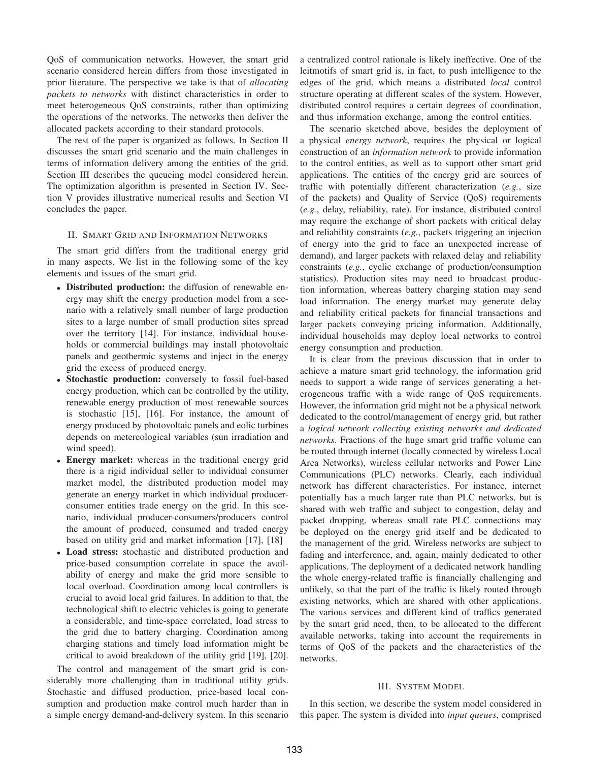QoS of communication networks. However, the smart grid scenario considered herein differs from those investigated in prior literature. The perspective we take is that of *allocating packets to networks* with distinct characteristics in order to meet heterogeneous QoS constraints, rather than optimizing the operations of the networks. The networks then deliver the allocated packets according to their standard protocols.

The rest of the paper is organized as follows. In Section II discusses the smart grid scenario and the main challenges in terms of information delivery among the entities of the grid. Section III describes the queueing model considered herein. The optimization algorithm is presented in Section IV. Section V provides illustrative numerical results and Section VI concludes the paper.

## II. Smart Grid and Information Networks

The smart grid differs from the traditional energy grid in many aspects. We list in the following some of the key elements and issues of the smart grid.

- **Distributed production:** the diffusion of renewable energy may shift the energy production model from a scenario with a relatively small number of large production sites to a large number of small production sites spread over the territory [14]. For instance, individual households or commercial buildings may install photovoltaic panels and geothermic systems and inject in the energy grid the excess of produced energy.
- **Stochastic production:** conversely to fossil fuel-based energy production, which can be controlled by the utility, renewable energy production of most renewable sources is stochastic [15], [16]. For instance, the amount of energy produced by photovoltaic panels and eolic turbines depends on metereological variables (sun irradiation and wind speed).
- **Energy market:** whereas in the traditional energy grid there is a rigid individual seller to individual consumer market model, the distributed production model may generate an energy market in which individual producer-consumer entities trade energy on the grid. In this scenario, individual producer-consumers/producers control the amount of produced, consumed and traded energy based on utility grid and market information [17], [18]
- **Load stress:** stochastic and distributed production and price-based consumption correlate in space the availability of energy and make the grid more sensible to local overload. Coordination among local controllers is crucial to avoid local grid failures. In addition to that, the technological shift to electric vehicles is going to generate a considerable, and time-space correlated, load stress to the grid due to battery charging. Coordination among charging stations and timely load information might be critical to avoid breakdown of the utility grid [19], [20].

The control and management of the smart grid is considerably more challenging than in traditional utility grids. Stochastic and diffused production, price-based local consumption and production make control much harder than in a simple energy demand-and-delivery system. In this scenario a centralized control rationale is likely ineffective. One of the leitmotifs of smart grid is, in fact, to push intelligence to the edges of the grid, which means a distributed *local* control structure operating at different scales of the system. However, distributed control requires a certain degrees of coordination, and thus information exchange, among the control entities.

The scenario sketched above, besides the deployment of a physical *energy network*, requires the physical or logical construction of an *information network* to provide information to the control entities, as well as to support other smart grid applications. The entities of the energy grid are sources of traffic with potentially different characterization (*e.g.*, size of the packets) and Quality of Service (QoS) requirements (*e.g.*, delay, reliability, rate). For instance, distributed control may require the exchange of short packets with critical delay and reliability constraints (*e.g.*, packets triggering an injection of energy into the grid to face an unexpected increase of demand), and larger packets with relaxed delay and reliability constraints (*e.g.*, cyclic exchange of production/consumption statistics). Production sites may need to broadcast production information, whereas battery charging station may send load information. The energy market may generate delay and reliability critical packets for financial transactions and larger packets conveying pricing information. Additionally, individual households may deploy local networks to control energy consumption and production.

It is clear from the previous discussion that in order to achieve a mature smart grid technology, the information grid needs to support a wide range of services generating a heterogeneous traffic with a wide range of QoS requirements. However, the information grid might not be a physical network dedicated to the control/management of energy grid, but rather a *logical network collecting existing networks and dedicated networks*. Fractions of the huge smart grid traffic volume can be routed through internet (locally connected by wireless Local Area Networks), wireless cellular networks and Power Line Communications (PLC) networks. Clearly, each individual network has different characteristics. For instance, internet potentially has a much larger rate than PLC networks, but is shared with web traffic and subject to congestion, delay and packet dropping, whereas small rate PLC connections may be deployed on the energy grid itself and be dedicated to the management of the grid. Wireless networks are subject to fading and interference, and, again, mainly dedicated to other applications. The deployment of a dedicated network handling the whole energy-related traffic is financially challenging and unlikely, so that the part of the traffic is likely routed through existing networks, which are shared with other applications. The various services and different kind of traffics generated by the smart grid need, then, to be allocated to the different available networks, taking into account the requirements in terms of QoS of the packets and the characteristics of the networks.

## III. System Model

In this section, we describe the system model considered in this paper. The system is divided into *input queues*, comprised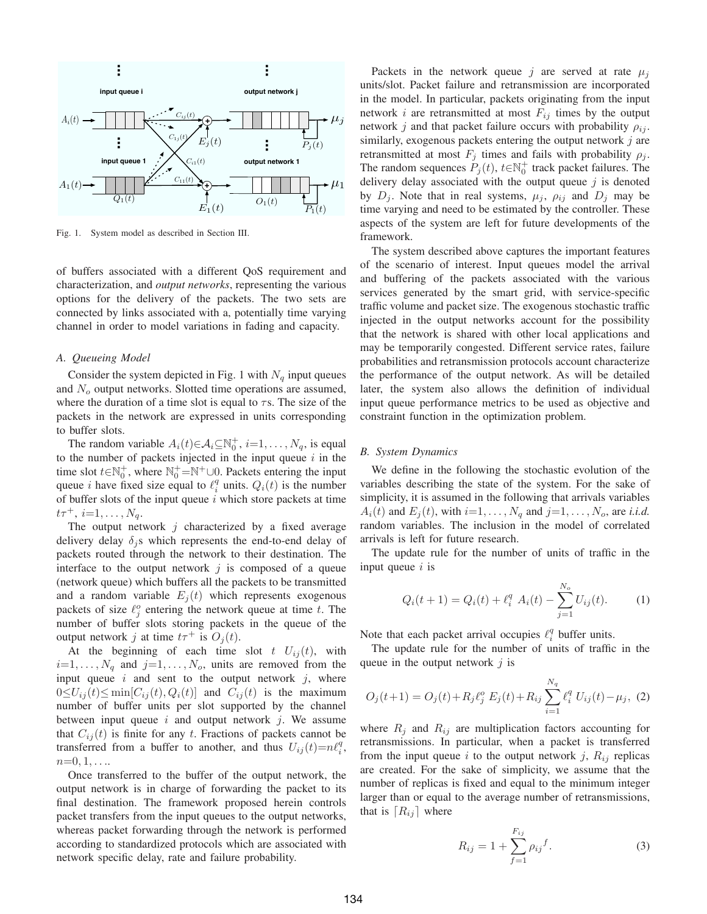Fig. 1. System model as described in Section III.

of buffers associated with a different QoS requirement and characterization, and *output networks*, representing the various options for the delivery of the packets. The two sets are connected by links associated with a, potentially time varying channel in order to model variations in fading and capacity.

### A. Queueing Model

Consider the system depicted in Fig. 1 with $N_q$ input queues and $N_o$ output networks. Slotted time operations are assumed, where the duration of a time slot is equal to $\tau$s. The size of the packets in the network are expressed in units corresponding to buffer slots.

The random variable $A_i(t) \in \mathcal{A}_i \subseteq \mathbb{N}_0^+$, $i=1,\ldots,N_q$, is equal to the number of packets injected in the input queue $i$ in the time slot $t \in \mathbb{N}_0^+$, where $\mathbb{N}_0^+ = \mathbb{N}^+ \cup 0$. Packets entering the input queue $i$ have fixed size equal to $\ell_i^q$ units. $Q_i(t)$ is the number of buffer slots of the input queue $i$ which store packets at time $t\tau^+$, $i=1,\ldots,N_q$.

The output network $j$ characterized by a fixed average delivery delay $\delta_j$s which represents the end-to-end delay of packets routed through the network to their destination. The interface to the output network $j$ is composed of a queue (network queue) which buffers all the packets to be transmitted and a random variable $E_j(t)$ which represents exogenous packets of size $\ell_j^o$ entering the network queue at time $t$. The number of buffer slots storing packets in the queue of the output network $j$ at time $t\tau^+$ is $O_j(t)$.

At the beginning of each time slot $t$ $U_{ij}(t)$, with $i=1,\ldots,N_q$ and $j=1,\ldots,N_o$, units are removed from the input queue $i$ and sent to the output network $j$, where $0 \leq U_{ij}(t) \leq \min[C_{ij}(t), Q_i(t)]$ and $C_{ij}(t)$ is the maximum number of buffer units per slot supported by the channel between input queue $i$ and output network $j$. We assume that $C_{ij}(t)$ is finite for any $t$. Fractions of packets cannot be transferred from a buffer to another, and thus $U_{ij}(t) = n\ell_i^q$, $n=0,1,\ldots$.

Once transferred to the buffer of the output network, the output network is in charge of forwarding the packet to its final destination. The framework proposed herein controls packet transfers from the input queues to the output networks, whereas packet forwarding through the network is performed according to standardized protocols which are associated with network specific delay, rate and failure probability.

Packets in the network queue $j$ are served at rate $\mu_j$ units/slot. Packet failure and retransmission are incorporated in the model. In particular, packets originating from the input network $i$ are retransmitted at most $F_{ij}$ times by the output network $j$ and that packet failure occurs with probability $\rho_{ij}$. similarly, exogenous packets entering the output network $j$ are retransmitted at most $F_j$ times and fails with probability $\rho_j$. The random sequences $P_j(t)$, $t \in \mathbb{N}_0^+$ track packet failures. The delivery delay associated with the output queue $j$ is denoted by $D_j$. Note that in real systems, $\mu_j$, $\rho_{ij}$ and $D_j$ may be time varying and need to be estimated by the controller. These aspects of the system are left for future developments of the framework.

The system described above captures the important features of the scenario of interest. Input queues model the arrival and buffering of the packets associated with the various services generated by the smart grid, with service-specific traffic volume and packet size. The exogenous stochastic traffic injected in the output networks account for the possibility that the network is shared with other local applications and may be temporarily congested. Different service rates, failure probabilities and retransmission protocols account characterize the performance of the output network. As will be detailed later, the system also allows the definition of individual input queue performance metrics to be used as objective and constraint function in the optimization problem.

### B. System Dynamics

We define in the following the stochastic evolution of the variables describing the state of the system. For the sake of simplicity, it is assumed in the following that arrivals variables $A_i(t)$ and $E_j(t)$, with $i=1,\ldots,N_q$ and $j=1,\ldots,N_o$, are *i.i.d.* random variables. The inclusion in the model of correlated arrivals is left for future research.

The update rule for the number of units of traffic in the input queue $i$ is

$$Q_i(t+1) = Q_i(t) + \ell_i^q \; A_i(t) - \sum_{j=1}^{N_o} U_{ij}(t). \tag{1}$$

Note that each packet arrival occupies $\ell_i^q$ buffer units.

The update rule for the number of units of traffic in the queue in the output network $j$ is

$$O_j(t+1) = O_j(t) + R_j \ell_j^o \; E_j(t) + R_{ij} \sum_{i=1}^{N_q} \ell_i^q \; U_{ij}(t) - \mu_j, \tag{2}$$

where $R_j$ and $R_{ij}$ are multiplication factors accounting for retransmissions. In particular, when a packet is transferred from the input queue $i$ to the output network $j$, $R_{ij}$ replicas are created. For the sake of simplicity, we assume that the number of replicas is fixed and equal to the minimum integer larger than or equal to the average number of retransmissions, that is $\lceil R_{ij} \rceil$ where

$$R_{ij} = 1 + \sum_{f=1}^{F_{ij}} {\rho_{ij}}^f. \tag{3}$$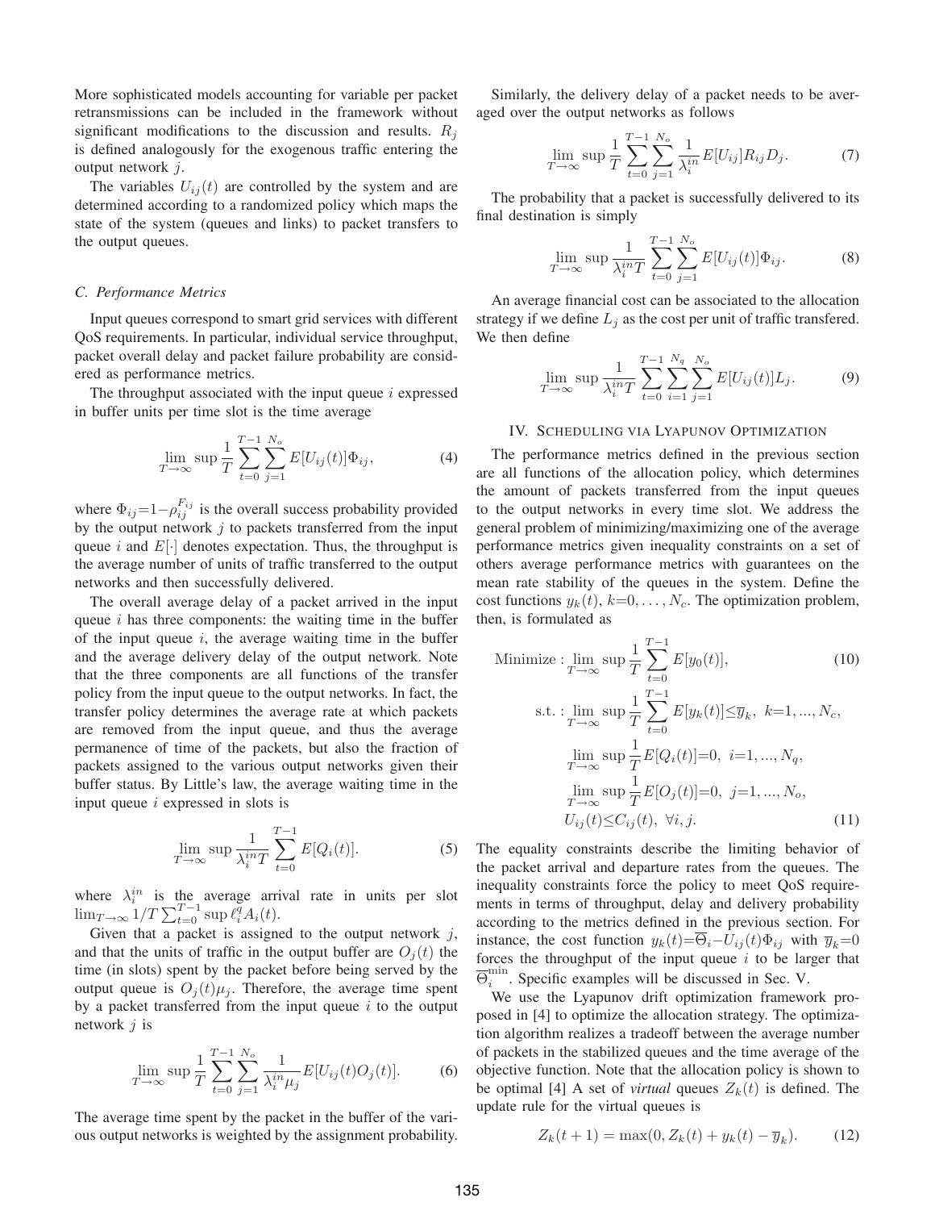More sophisticated models accounting for variable per packet retransmissions can be included in the framework without significant modifications to the discussion and results. $R_j$ is defined analogously for the exogenous traffic entering the output network $j$.

The variables $U_{ij}(t)$ are controlled by the system and are determined according to a randomized policy which maps the state of the system (queues and links) to packet transfers to the output queues.

### *C. Performance Metrics*

Input queues correspond to smart grid services with different QoS requirements. In particular, individual service throughput, packet overall delay and packet failure probability are considered as performance metrics.

The throughput associated with the input queue $i$ expressed in buffer units per time slot is the time average

$$\lim_{T\to\infty} \sup \frac{1}{T} \sum_{t=0}^{T-1} \sum_{j=1}^{N_o} E[U_{ij}(t)]\Phi_{ij}, \tag{4}$$

where $\Phi_{ij}{=}1{-}\rho_{ij}^{F_{ij}}$ is the overall success probability provided by the output network $j$ to packets transferred from the input queue $i$ and $E[\cdot]$ denotes expectation. Thus, the throughput is the average number of units of traffic transferred to the output networks and then successfully delivered.

The overall average delay of a packet arrived in the input queue $i$ has three components: the waiting time in the buffer of the input queue $i$, the average waiting time in the buffer and the average delivery delay of the output network. Note that the three components are all functions of the transfer policy from the input queue to the output networks. In fact, the transfer policy determines the average rate at which packets are removed from the input queue, and thus the average permanence of time of the packets, but also the fraction of packets assigned to the various output networks given their buffer status. By Little's law, the average waiting time in the input queue $i$ expressed in slots is

$$\lim_{T\to\infty} \sup \frac{1}{\lambda_i^{in} T} \sum_{t=0}^{T-1} E[Q_i(t)]. \tag{5}$$

where $\lambda_i^{in}$ is the average arrival rate in units per slot $\lim_{T\to\infty} 1/T \sum_{t=0}^{T-1} \sup \ell_i^q A_i(t)$.

Given that a packet is assigned to the output network $j$, and that the units of traffic in the output buffer are $O_j(t)$ the time (in slots) spent by the packet before being served by the output queue is $O_j(t)\mu_j$. Therefore, the average time spent by a packet transferred from the input queue $i$ to the output network $j$ is

$$\lim_{T\to\infty} \sup \frac{1}{T} \sum_{t=0}^{T-1} \sum_{j=1}^{N_o} \frac{1}{\lambda_i^{in} \mu_j} E[U_{ij}(t) O_j(t)]. \tag{6}$$

The average time spent by the packet in the buffer of the various output networks is weighted by the assignment probability.

Similarly, the delivery delay of a packet needs to be averaged over the output networks as follows

$$\lim_{T\to\infty} \sup \frac{1}{T} \sum_{t=0}^{T-1} \sum_{j=1}^{N_o} \frac{1}{\lambda_i^{in}} E[U_{ij}] R_{ij} D_j. \tag{7}$$

The probability that a packet is successfully delivered to its final destination is simply

$$\lim_{T\to\infty} \sup \frac{1}{\lambda_i^{in} T} \sum_{t=0}^{T-1} \sum_{j=1}^{N_o} E[U_{ij}(t)]\Phi_{ij}. \tag{8}$$

An average financial cost can be associated to the allocation strategy if we define $L_j$ as the cost per unit of traffic transfered. We then define

$$\lim_{T\to\infty} \sup \frac{1}{\lambda_i^{in} T} \sum_{t=0}^{T-1} \sum_{i=1}^{N_q} \sum_{j=1}^{N_o} E[U_{ij}(t)] L_j. \tag{9}$$

## IV. Scheduling via Lyapunov Optimization

The performance metrics defined in the previous section are all functions of the allocation policy, which determines the amount of packets transferred from the input queues to the output networks in every time slot. We address the general problem of minimizing/maximizing one of the average performance metrics given inequality constraints on a set of others average performance metrics with guarantees on the mean rate stability of the queues in the system. Define the cost functions $y_k(t)$, $k{=}0,\dots,N_c$. The optimization problem, then, is formulated as

$$\text{Minimize} : \lim_{T\to\infty} \sup \frac{1}{T} \sum_{t=0}^{T-1} E[y_0(t)], \tag{10}$$

$$\begin{aligned}
\text{s.t.} : & \lim_{T\to\infty} \sup \frac{1}{T} \sum_{t=0}^{T-1} E[y_k(t)] {\le} \overline{y}_k, \;\; k{=}1,...,N_c, \\
& \lim_{T\to\infty} \sup \frac{1}{T} E[Q_i(t)]{=}0, \;\; i{=}1,...,N_q, \\
& \lim_{T\to\infty} \sup \frac{1}{T} E[O_j(t)]{=}0, \;\; j{=}1,...,N_o, \\
& U_{ij}(t) {\le} C_{ij}(t), \;\; \forall i,j.
\end{aligned} \tag{11}$$

The equality constraints describe the limiting behavior of the packet arrival and departure rates from the queues. The inequality constraints force the policy to meet QoS requirements in terms of throughput, delay and delivery probability according to the metrics defined in the previous section. For instance, the cost function $y_k(t){=}\overline{\Theta}_i{-}U_{ij}(t)\Phi_{ij}$ with $\overline{y}_k{=}0$ forces the throughput of the input queue $i$ to be larger that $\overline{\Theta}_i^{\min}$. Specific examples will be discussed in Sec. V.

We use the Lyapunov drift optimization framework proposed in [4] to optimize the allocation strategy. The optimization algorithm realizes a tradeoff between the average number of packets in the stabilized queues and the time average of the objective function. Note that the allocation policy is shown to be optimal [4] A set of *virtual* queues $Z_k(t)$ is defined. The update rule for the virtual queues is

$$Z_k(t+1) = \max(0, Z_k(t) + y_k(t) - \overline{y}_k). \tag{12}$$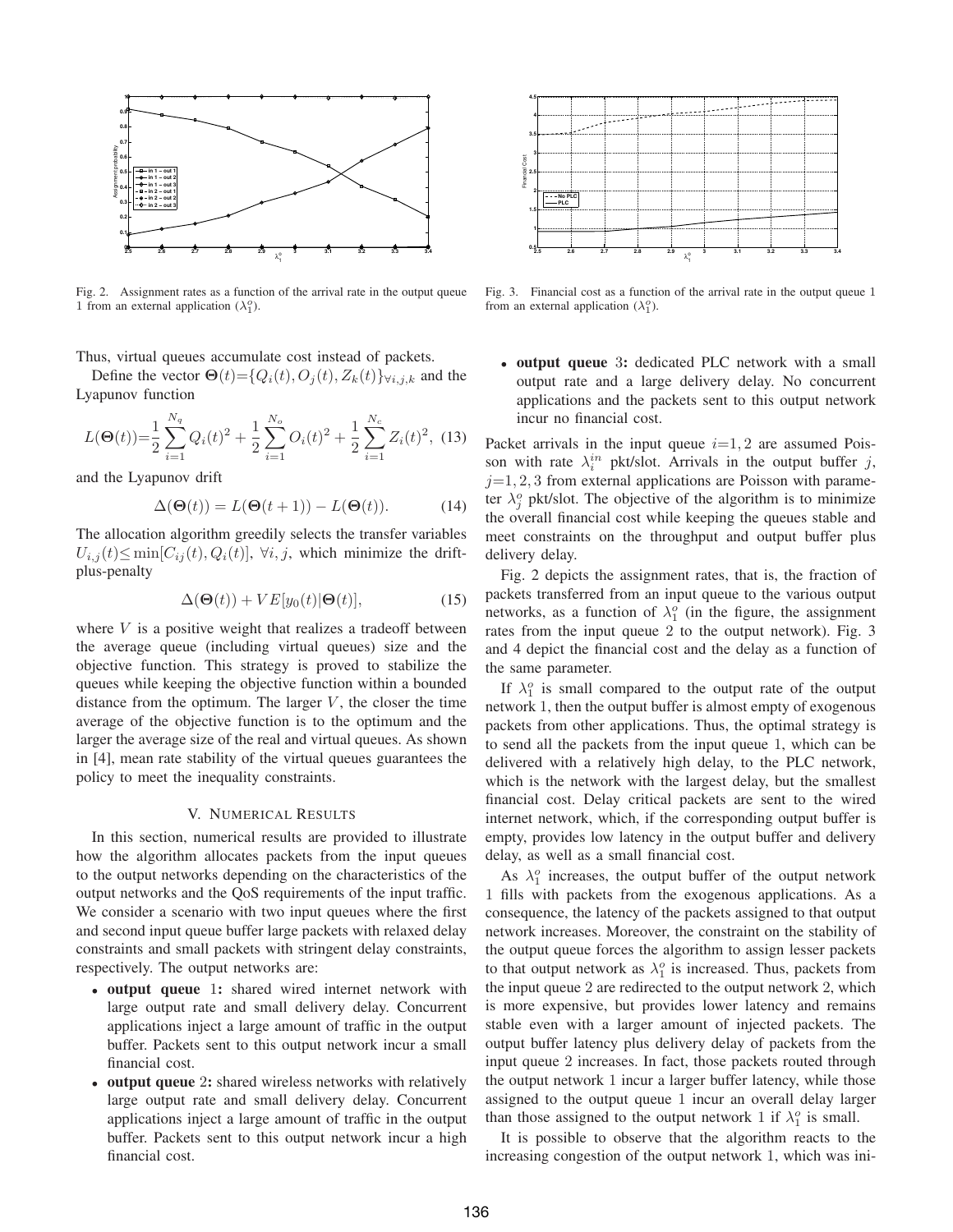Fig. 2. Assignment rates as a function of the arrival rate in the output queue 1 from an external application ($\lambda_1^o$).

Fig. 3. Financial cost as a function of the arrival rate in the output queue 1 from an external application ($\lambda_1^o$).

Thus, virtual queues accumulate cost instead of packets.

Define the vector $\Theta(t)=\{Q_i(t), O_j(t), Z_k(t)\}_{\forall i,j,k}$ and the Lyapunov function

$$L(\Theta(t))=\frac{1}{2}\sum_{i=1}^{N_q} Q_i(t)^2 + \frac{1}{2}\sum_{i=1}^{N_o} O_i(t)^2 + \frac{1}{2}\sum_{i=1}^{N_c} Z_i(t)^2, \quad (13)$$

and the Lyapunov drift

$$\Delta(\Theta(t)) = L(\Theta(t+1)) - L(\Theta(t)). \quad (14)$$

The allocation algorithm greedily selects the transfer variables $U_{i,j}(t) \leq \min[C_{ij}(t), Q_i(t)]$, $\forall i, j$, which minimize the drift-plus-penalty

$$\Delta(\Theta(t)) + VE[y_0(t)|\Theta(t)], \quad (15)$$

where $V$ is a positive weight that realizes a tradeoff between the average queue (including virtual queues) size and the objective function. This strategy is proved to stabilize the queues while keeping the objective function within a bounded distance from the optimum. The larger $V$, the closer the time average of the objective function is to the optimum and the larger the average size of the real and virtual queues. As shown in [4], mean rate stability of the virtual queues guarantees the policy to meet the inequality constraints.

## V. Numerical Results

In this section, numerical results are provided to illustrate how the algorithm allocates packets from the input queues to the output networks depending on the characteristics of the output networks and the QoS requirements of the input traffic. We consider a scenario with two input queues where the first and second input queue buffer large packets with relaxed delay constraints and small packets with stringent delay constraints, respectively. The output networks are:

- **output queue** 1**:** shared wired internet network with large output rate and small delivery delay. Concurrent applications inject a large amount of traffic in the output buffer. Packets sent to this output network incur a small financial cost.
- **output queue** 2**:** shared wireless networks with relatively large output rate and small delivery delay. Concurrent applications inject a large amount of traffic in the output buffer. Packets sent to this output network incur a high financial cost.
- **output queue** 3**:** dedicated PLC network with a small output rate and a large delivery delay. No concurrent applications and the packets sent to this output network incur no financial cost.

Packet arrivals in the input queue $i=1, 2$ are assumed Poisson with rate $\lambda_i^{in}$ pkt/slot. Arrivals in the output buffer $j$, $j=1, 2, 3$ from external applications are Poisson with parameter $\lambda_j^o$ pkt/slot. The objective of the algorithm is to minimize the overall financial cost while keeping the queues stable and meet constraints on the throughput and output buffer plus delivery delay.

Fig. 2 depicts the assignment rates, that is, the fraction of packets transferred from an input queue to the various output networks, as a function of $\lambda_1^o$ (in the figure, the assignment rates from the input queue 2 to the output network). Fig. 3 and 4 depict the financial cost and the delay as a function of the same parameter.

If $\lambda_1^o$ is small compared to the output rate of the output network 1, then the output buffer is almost empty of exogenous packets from other applications. Thus, the optimal strategy is to send all the packets from the input queue 1, which can be delivered with a relatively high delay, to the PLC network, which is the network with the largest delay, but the smallest financial cost. Delay critical packets are sent to the wired internet network, which, if the corresponding output buffer is empty, provides low latency in the output buffer and delivery delay, as well as a small financial cost.

As $\lambda_1^o$ increases, the output buffer of the output network 1 fills with packets from the exogenous applications. As a consequence, the latency of the packets assigned to that output network increases. Moreover, the constraint on the stability of the output queue forces the algorithm to assign lesser packets to that output network as $\lambda_1^o$ is increased. Thus, packets from the input queue 2 are redirected to the output network 2, which is more expensive, but provides lower latency and remains stable even with a larger amount of injected packets. The output buffer latency plus delivery delay of packets from the input queue 2 increases. In fact, those packets routed through the output network 1 incur a larger buffer latency, while those assigned to the output queue 1 incur an overall delay larger than those assigned to the output network 1 if $\lambda_1^o$ is small.

It is possible to observe that the algorithm reacts to the increasing congestion of the output network 1, which was ini-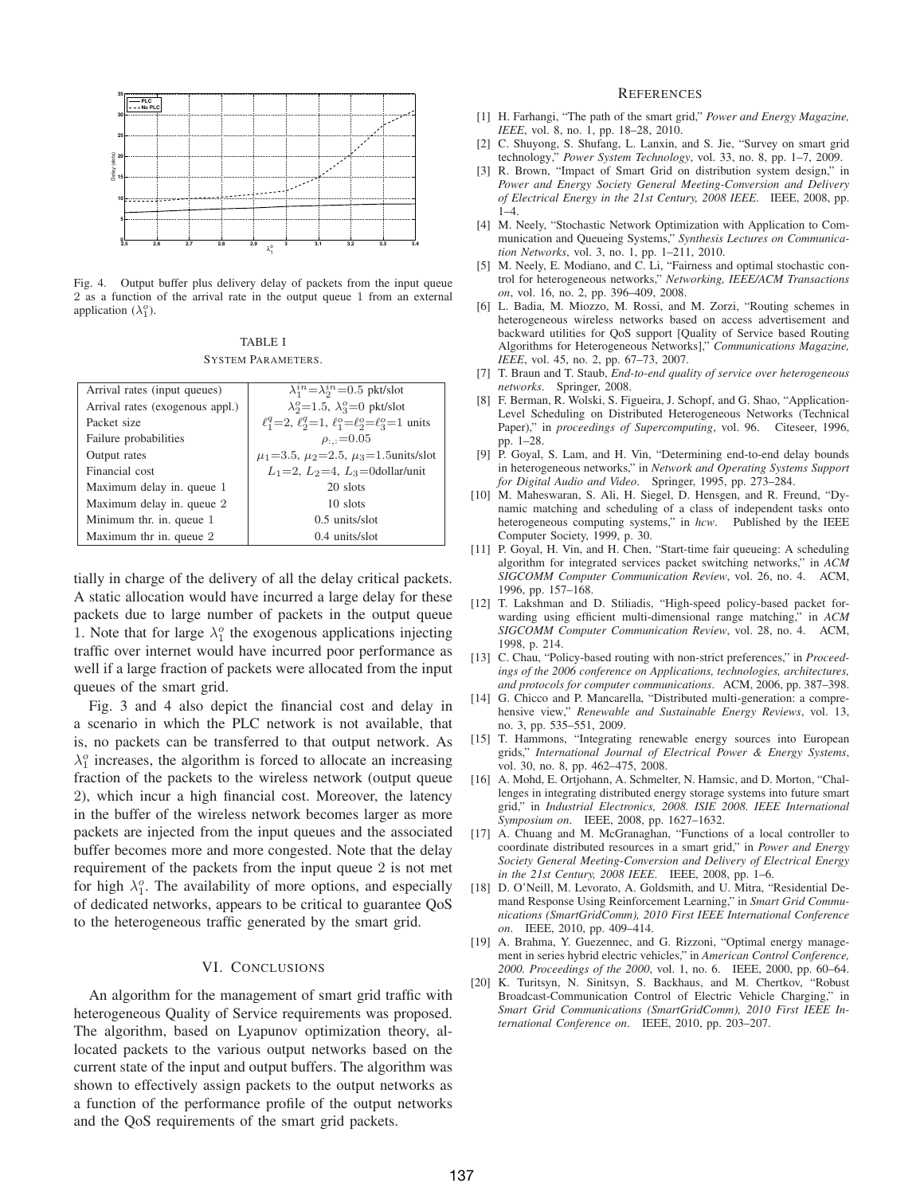35
PLC
No PLC
30
25
20
15
10
5
0
Delay (slots)
2.5 2.6 2.7 2.8 2.9 3 3.1 3.2 3.3 3.4
$\lambda_1^o$

Fig. 4. Output buffer plus delivery delay of packets from the input queue 2 as a function of the arrival rate in the output queue 1 from an external application ($\lambda_1^o$).

TABLE I
SYSTEM PARAMETERS.

| | |
|---|---|
| Arrival rates (input queues) | $\lambda_1^{in}$=$\lambda_2^{in}$=0.5 pkt/slot |
| Arrival rates (exogenous appl.) | $\lambda_2^o$=1.5, $\lambda_3^o$=0 pkt/slot |
| Packet size | $\ell_1^q$=2, $\ell_2^q$=1, $\ell_1^o$=$\ell_2^o$=$\ell_3^o$=1 units |
| Failure probabilities | $\rho_{:,:}$=0.05 |
| Output rates | $\mu_1$=3.5, $\mu_2$=2.5, $\mu_3$=1.5units/slot |
| Financial cost | $L_1$=2, $L_2$=4, $L_3$=0dollar/unit |
| Maximum delay in. queue 1 | 20 slots |
| Maximum delay in. queue 2 | 10 slots |
| Minimum thr. in. queue 1 | 0.5 units/slot |
| Maximum thr in. queue 2 | 0.4 units/slot |

tially in charge of the delivery of all the delay critical packets. A static allocation would have incurred a large delay for these packets due to large number of packets in the output queue 1. Note that for large $\lambda_1^o$ the exogenous applications injecting traffic over internet would have incurred poor performance as well if a large fraction of packets were allocated from the input queues of the smart grid.

Fig. 3 and 4 also depict the financial cost and delay in a scenario in which the PLC network is not available, that is, no packets can be transferred to that output network. As $\lambda_1^o$ increases, the algorithm is forced to allocate an increasing fraction of the packets to the wireless network (output queue 2), which incur a high financial cost. Moreover, the latency in the buffer of the wireless network becomes larger as more packets are injected from the input queues and the associated buffer becomes more and more congested. Note that the delay requirement of the packets from the input queue 2 is not met for high $\lambda_1^o$. The availability of more options, and especially of dedicated networks, appears to be critical to guarantee QoS to the heterogeneous traffic generated by the smart grid.

## VI. CONCLUSIONS

An algorithm for the management of smart grid traffic with heterogeneous Quality of Service requirements was proposed. The algorithm, based on Lyapunov optimization theory, allocated packets to the various output networks based on the current state of the input and output buffers. The algorithm was shown to effectively assign packets to the output networks as a function of the performance profile of the output networks and the QoS requirements of the smart grid packets.

## REFERENCES

[1] H. Farhangi, "The path of the smart grid," *Power and Energy Magazine, IEEE*, vol. 8, no. 1, pp. 18–28, 2010.

[2] C. Shuyong, S. Shufang, L. Lanxin, and S. Jie, "Survey on smart grid technology," *Power System Technology*, vol. 33, no. 8, pp. 1–7, 2009.

[3] R. Brown, "Impact of Smart Grid on distribution system design," in *Power and Energy Society General Meeting-Conversion and Delivery of Electrical Energy in the 21st Century, 2008 IEEE*. IEEE, 2008, pp. 1–4.

[4] M. Neely, "Stochastic Network Optimization with Application to Communication and Queueing Systems," *Synthesis Lectures on Communication Networks*, vol. 3, no. 1, pp. 1–211, 2010.

[5] M. Neely, E. Modiano, and C. Li, "Fairness and optimal stochastic control for heterogeneous networks," *Networking, IEEE/ACM Transactions on*, vol. 16, no. 2, pp. 396–409, 2008.

[6] L. Badia, M. Miozzo, M. Rossi, and M. Zorzi, "Routing schemes in heterogeneous wireless networks based on access advertisement and backward utilities for QoS support [Quality of Service based Routing Algorithms for Heterogeneous Networks]," *Communications Magazine, IEEE*, vol. 45, no. 2, pp. 67–73, 2007.

[7] T. Braun and T. Staub, *End-to-end quality of service over heterogeneous networks*. Springer, 2008.

[8] F. Berman, R. Wolski, S. Figueira, J. Schopf, and G. Shao, "Application-Level Scheduling on Distributed Heterogeneous Networks (Technical Paper)," in *proceedings of Supercomputing*, vol. 96. Citeseer, 1996, pp. 1–28.

[9] P. Goyal, S. Lam, and H. Vin, "Determining end-to-end delay bounds in heterogeneous networks," in *Network and Operating Systems Support for Digital Audio and Video*. Springer, 1995, pp. 273–284.

[10] M. Maheswaran, S. Ali, H. Siegel, D. Hensgen, and R. Freund, "Dynamic matching and scheduling of a class of independent tasks onto heterogeneous computing systems," in *hcw*. Published by the IEEE Computer Society, 1999, p. 30.

[11] P. Goyal, H. Vin, and H. Chen, "Start-time fair queueing: A scheduling algorithm for integrated services packet switching networks," in *ACM SIGCOMM Computer Communication Review*, vol. 26, no. 4. ACM, 1996, pp. 157–168.

[12] T. Lakshman and D. Stiliadis, "High-speed policy-based packet forwarding using efficient multi-dimensional range matching," in *ACM SIGCOMM Computer Communication Review*, vol. 28, no. 4. ACM, 1998, p. 214.

[13] C. Chau, "Policy-based routing with non-strict preferences," in *Proceedings of the 2006 conference on Applications, technologies, architectures, and protocols for computer communications*. ACM, 2006, pp. 387–398.

[14] G. Chicco and P. Mancarella, "Distributed multi-generation: a comprehensive view," *Renewable and Sustainable Energy Reviews*, vol. 13, no. 3, pp. 535–551, 2009.

[15] T. Hammons, "Integrating renewable energy sources into European grids," *International Journal of Electrical Power & Energy Systems*, vol. 30, no. 8, pp. 462–475, 2008.

[16] A. Mohd, E. Ortjohann, A. Schmelter, N. Hamsic, and D. Morton, "Challenges in integrating distributed energy storage systems into future smart grid," in *Industrial Electronics, 2008. ISIE 2008. IEEE International Symposium on*. IEEE, 2008, pp. 1627–1632.

[17] A. Chuang and M. McGranaghan, "Functions of a local controller to coordinate distributed resources in a smart grid," in *Power and Energy Society General Meeting-Conversion and Delivery of Electrical Energy in the 21st Century, 2008 IEEE*. IEEE, 2008, pp. 1–6.

[18] D. O'Neill, M. Levorato, A. Goldsmith, and U. Mitra, "Residential Demand Response Using Reinforcement Learning," in *Smart Grid Communications (SmartGridComm), 2010 First IEEE International Conference on*. IEEE, 2010, pp. 409–414.

[19] A. Brahma, Y. Guezennec, and G. Rizzoni, "Optimal energy management in series hybrid electric vehicles," in *American Control Conference, 2000. Proceedings of the 2000*, vol. 1, no. 6. IEEE, 2000, pp. 60–64.

[20] K. Turitsyn, N. Sinitsyn, S. Backhaus, and M. Chertkov, "Robust Broadcast-Communication Control of Electric Vehicle Charging," in *Smart Grid Communications (SmartGridComm), 2010 First IEEE International Conference on*. IEEE, 2010, pp. 203–207.